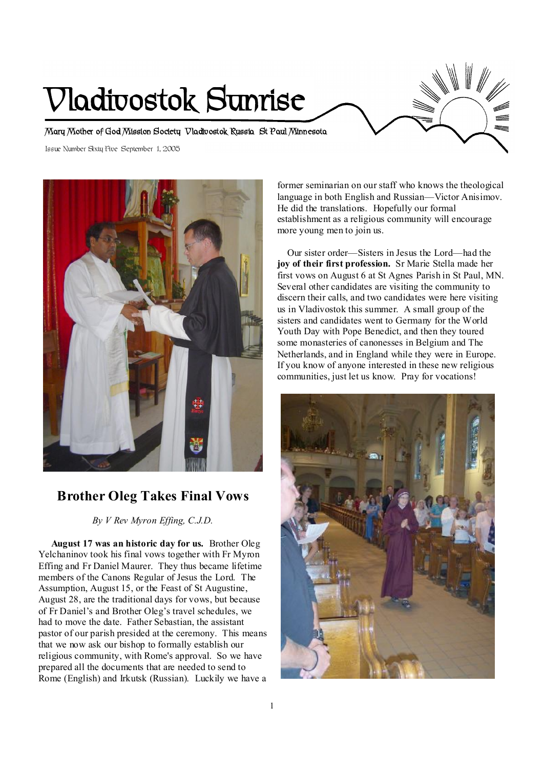# Vladivostok Sunrise

Mary Mother of God Mission Society Vladivostok Russia St Paul Minnesota

Issue Number Sixty Five September 1, 2005

## Brother Oleg Takes Final Vows

*By V Rev Myron Effing, C.J.D.*

**August 17 was an historic day for us.** Brother Oleg Yelchaninov took his final vows together with Fr Myron Effing and Fr Daniel Maurer. They thus became lifetime members of the Canons Regular of Jesus the Lord. The Assumption, August 15, or the Feast of St Augustine, August 28, are the traditional days for vows, but because of Fr Daniel's and Brother Oleg's travel schedules, we had to move the date. Father Sebastian, the assistant pastor of our parish presided at the ceremony. This means that we now ask our bishop to formally establish our religious community, with Rome's approval. So we have prepared all the documents that are needed to send to Rome (English) and Irkutsk (Russian). Luckily we have a former seminarian on our staff who knows the theological language in both English and Russian—Victor Anisimov. He did the translations. Hopefully our formal establishment as a religious community will encourage more young men to join us.

Our sister order—Sisters in Jesus the Lord—had the **joy of their first profession.** Sr Marie Stella made her first vows on August 6 at St Agnes Parish in St Paul, MN. Several other candidates are visiting the community to discern their calls, and two candidates were here visiting us in Vladivostok this summer. A small group of the sisters and candidates went to Germany for the World Youth Day with Pope Benedict, and then they toured some monasteries of canonesses in Belgium and The Netherlands, and in England while they were in Europe. If you know of anyone interested in these new religious communities, just let us know. Pray for vocations!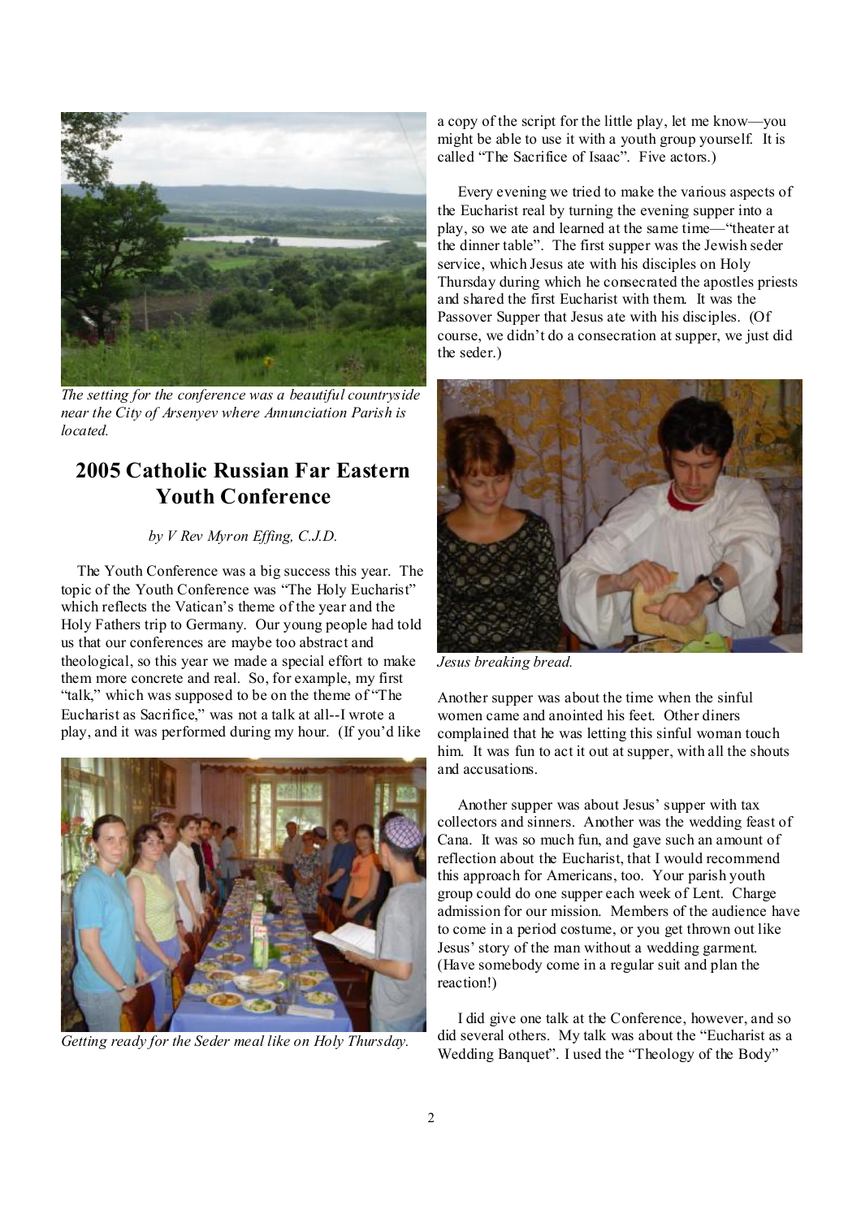*The setting for the conference was a beautiful countryside near the City of Arsenyev where Annunciation Parish is located.*

## 2005 Catholic Russian Far Eastern Youth Conference

*by V Rev Myron Effing, C.J.D.*

The Youth Conference was a big success this year. The topic of the Youth Conference was "The Holy Eucharist" which reflects the Vatican's theme of the year and the Holy Fathers trip to Germany. Our young people had told us that our conferences are maybe too abstract and theological, so this year we made a special effort to make them more concrete and real. So, for example, my first "talk," which was supposed to be on the theme of "The Eucharist as Sacrifice," was not a talk at all--I wrote a play, and it was performed during my hour. (If you'd like a copy of the script for the little play, let me know—you might be able to use it with a youth group yourself. It is called "The Sacrifice of Isaac". Five actors.)

*Getting ready for the Seder meal like on Holy Thursday.*

Every evening we tried to make the various aspects of the Eucharist real by turning the evening supper into a play, so we ate and learned at the same time—"theater at the dinner table". The first supper was the Jewish seder service, which Jesus ate with his disciples on Holy Thursday during which he consecrated the apostles priests and shared the first Eucharist with them. It was the Passover Supper that Jesus ate with his disciples. (Of course, we didn't do a consecration at supper, we just did the seder.)

*Jesus breaking bread.*

Another supper was about the time when the sinful women came and anointed his feet. Other diners complained that he was letting this sinful woman touch him. It was fun to act it out at supper, with all the shouts and accusations.

Another supper was about Jesus' supper with tax collectors and sinners. Another was the wedding feast of Cana. It was so much fun, and gave such an amount of reflection about the Eucharist, that I would recommend this approach for Americans, too. Your parish youth group could do one supper each week of Lent. Charge admission for our mission. Members of the audience have to come in a period costume, or you get thrown out like Jesus' story of the man without a wedding garment. (Have somebody come in a regular suit and plan the reaction!)

I did give one talk at the Conference, however, and so did several others. My talk was about the "Eucharist as a Wedding Banquet". I used the "Theology of the Body"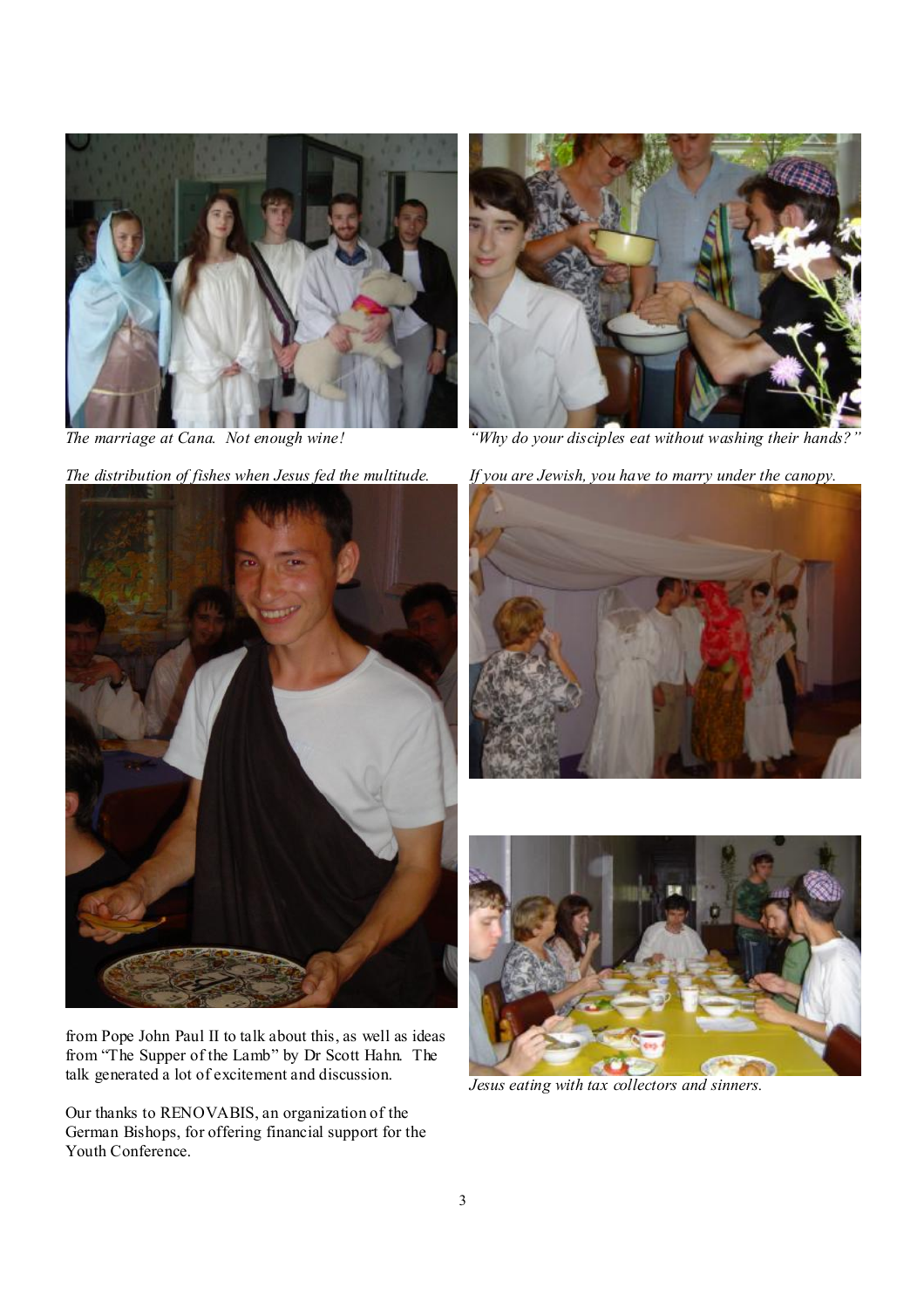*The marriage at Cana. Not enough wine!*

*"Why do your disciples eat without washing their hands?"*

*The distribution of fishes when Jesus fed the multitude.*

*If you are Jewish, you have to marry under the canopy.*

from Pope John Paul II to talk about this, as well as ideas from "The Supper of the Lamb" by Dr Scott Hahn. The talk generated a lot of excitement and discussion.

Our thanks to RENOVABIS, an organization of the German Bishops, for offering financial support for the Youth Conference.

*Jesus eating with tax collectors and sinners.*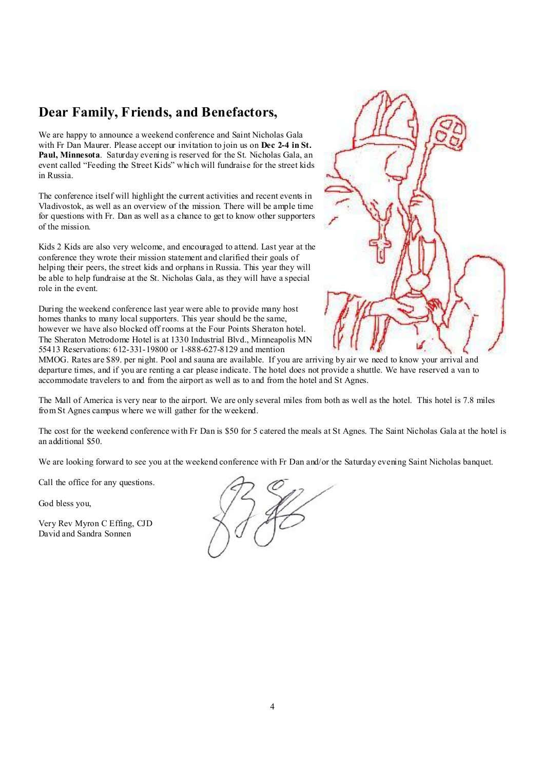## Dear Family, Friends, and Benefactors,

We are happy to announce a weekend conference and Saint Nicholas Gala with Fr Dan Maurer. Please accept our invitation to join us on **Dec 2-4 in St. Paul, Minnesota**. Saturday evening is reserved for the St. Nicholas Gala, an event called "Feeding the Street Kids" which will fundraise for the street kids in Russia.

The conference itself will highlight the current activities and recent events in Vladivostok, as well as an overview of the mission. There will be ample time for questions with Fr. Dan as well as a chance to get to know other supporters of the mission.

Kids 2 Kids are also very welcome, and encouraged to attend. Last year at the conference they wrote their mission statement and clarified their goals of helping their peers, the street kids and orphans in Russia. This year they will be able to help fundraise at the St. Nicholas Gala, as they will have a special role in the event.

During the weekend conference last year were able to provide many host homes thanks to many local supporters. This year should be the same, however we have also blocked off rooms at the Four Points Sheraton hotel. The Sheraton Metrodome Hotel is at 1330 Industrial Blvd., Minneapolis MN 55413 Reservations: 612-331-19800 or 1-888-627-8129 and mention MMOG. Rates are $89. per night. Pool and sauna are available. If you are arriving by air we need to know your arrival and departure times, and if you are renting a car please indicate. The hotel does not provide a shuttle. We have reserved a van to accommodate travelers to and from the airport as well as to and from the hotel and St Agnes.

The Mall of America is very near to the airport. We are only several miles from both as well as the hotel. This hotel is 7.8 miles from St Agnes campus where we will gather for the weekend.

The cost for the weekend conference with Fr Dan is $50 for 5 catered the meals at St Agnes. The Saint Nicholas Gala at the hotel is an additional $50.

We are looking forward to see you at the weekend conference with Fr Dan and/or the Saturday evening Saint Nicholas banquet.

Call the office for any questions.

God bless you,

Very Rev Myron C Effing, CJD
David and Sandra Sonnen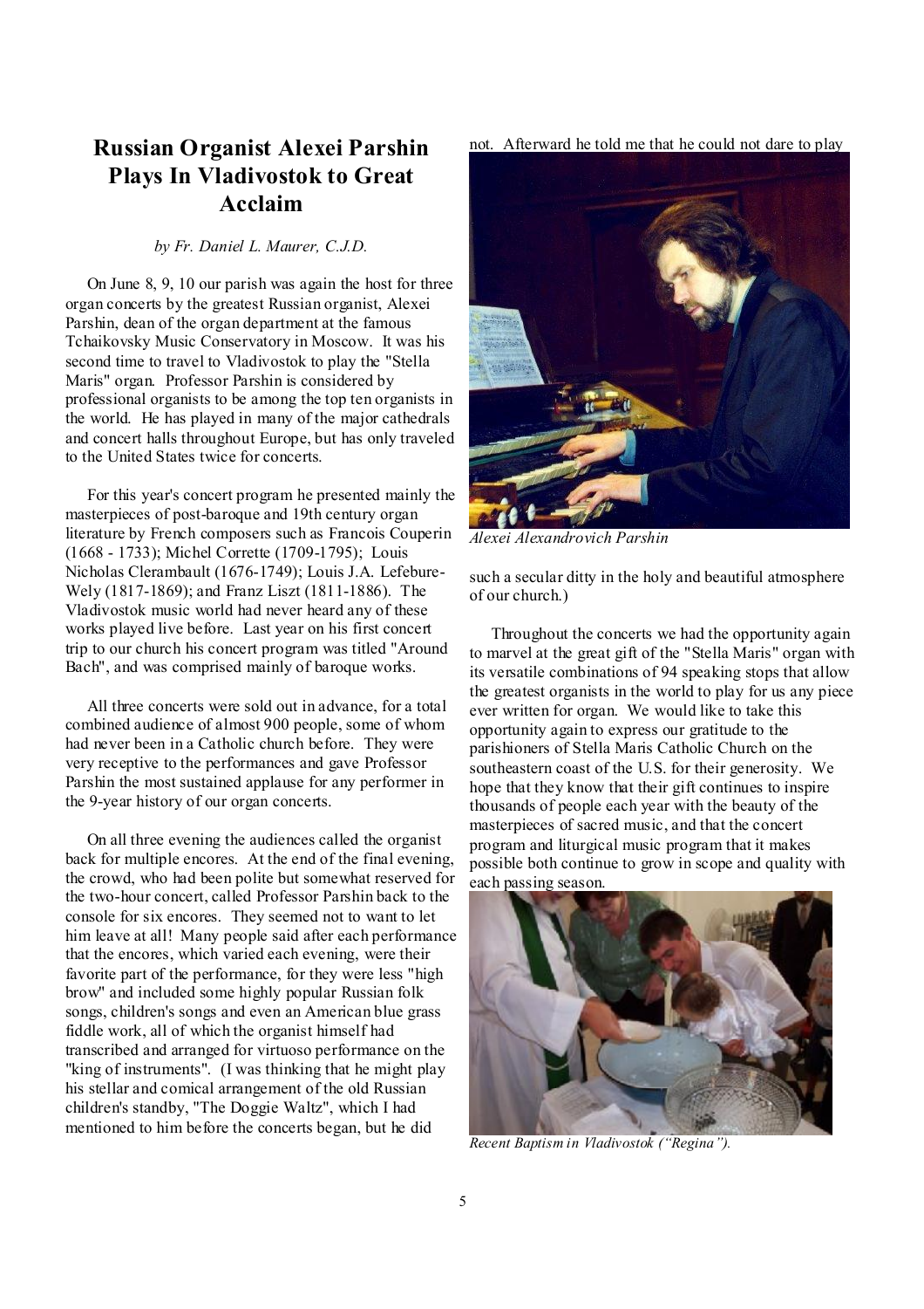# Russian Organist Alexei Parshin Plays In Vladivostok to Great Acclaim

*by Fr. Daniel L. Maurer, C.J.D.*

On June 8, 9, 10 our parish was again the host for three organ concerts by the greatest Russian organist, Alexei Parshin, dean of the organ department at the famous Tchaikovsky Music Conservatory in Moscow. It was his second time to travel to Vladivostok to play the "Stella Maris" organ. Professor Parshin is considered by professional organists to be among the top ten organists in the world. He has played in many of the major cathedrals and concert halls throughout Europe, but has only traveled to the United States twice for concerts.

For this year's concert program he presented mainly the masterpieces of post-baroque and 19th century organ literature by French composers such as Francois Couperin (1668 - 1733); Michel Corrette (1709-1795); Louis Nicholas Clerambault (1676-1749); Louis J.A. Lefebure-Wely (1817-1869); and Franz Liszt (1811-1886). The Vladivostok music world had never heard any of these works played live before. Last year on his first concert trip to our church his concert program was titled "Around Bach", and was comprised mainly of baroque works.

All three concerts were sold out in advance, for a total combined audience of almost 900 people, some of whom had never been in a Catholic church before. They were very receptive to the performances and gave Professor Parshin the most sustained applause for any performer in the 9-year history of our organ concerts.

On all three evening the audiences called the organist back for multiple encores. At the end of the final evening, the crowd, who had been polite but somewhat reserved for the two-hour concert, called Professor Parshin back to the console for six encores. They seemed not to want to let him leave at all! Many people said after each performance that the encores, which varied each evening, were their favorite part of the performance, for they were less "high brow" and included some highly popular Russian folk songs, children's songs and even an American blue grass fiddle work, all of which the organist himself had transcribed and arranged for virtuoso performance on the "king of instruments". (I was thinking that he might play his stellar and comical arrangement of the old Russian children's standby, "The Doggie Waltz", which I had mentioned to him before the concerts began, but he did not. Afterward he told me that he could not dare to play such a secular ditty in the holy and beautiful atmosphere of our church.)

*Alexei Alexandrovich Parshin*

Throughout the concerts we had the opportunity again to marvel at the great gift of the "Stella Maris" organ with its versatile combinations of 94 speaking stops that allow the greatest organists in the world to play for us any piece ever written for organ. We would like to take this opportunity again to express our gratitude to the parishioners of Stella Maris Catholic Church on the southeastern coast of the U.S. for their generosity. We hope that they know that their gift continues to inspire thousands of people each year with the beauty of the masterpieces of sacred music, and that the concert program and liturgical music program that it makes possible both continue to grow in scope and quality with each passing season.

*Recent Baptism in Vladivostok ("Regina").*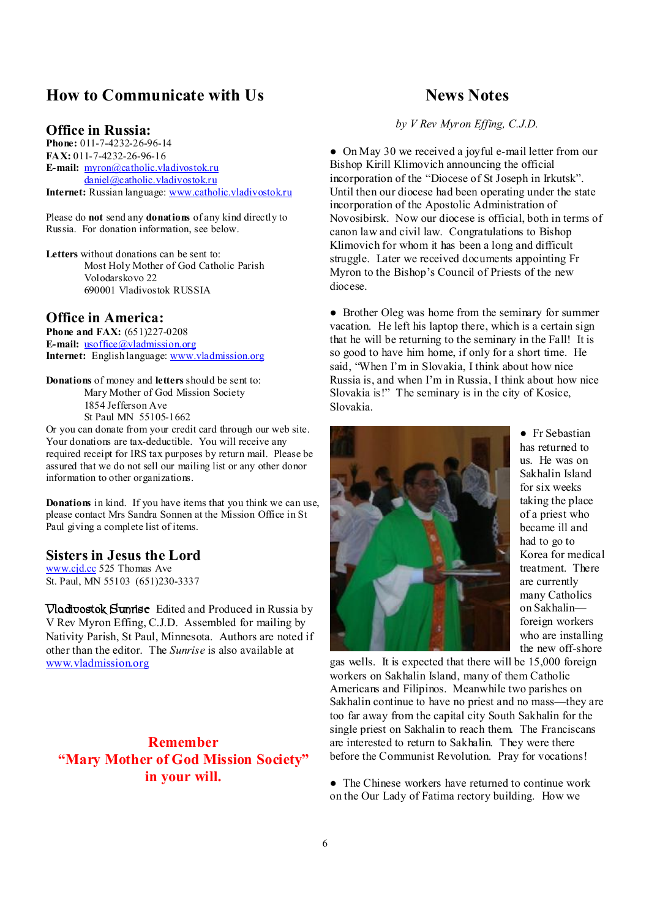## How to Communicate with Us

### Office in Russia:

**Phone:** 011-7-4232-26-96-14
**FAX:** 011-7-4232-26-96-16
**E-mail:** myron@catholic.vladivostok.ru
daniel@catholic.vladivostok.ru
**Internet:** Russian language: www.catholic.vladivostok.ru

Please do **not** send any **donations** of any kind directly to Russia. For donation information, see below.

**Letters** without donations can be sent to:
Most Holy Mother of God Catholic Parish
Volodarskovo 22
690001 Vladivostok RUSSIA

### Office in America:

**Phone and FAX:** (651)227-0208
**E-mail:** usoffice@vladmission.org
**Internet:** English language: www.vladmission.org

**Donations** of money and **letters** should be sent to:
Mary Mother of God Mission Society
1854 Jefferson Ave
St Paul MN 55105-1662

Or you can donate from your credit card through our web site. Your donations are tax-deductible. You will receive any required receipt for IRS tax purposes by return mail. Please be assured that we do not sell our mailing list or any other donor information to other organizations.

**Donations** in kind. If you have items that you think we can use, please contact Mrs Sandra Sonnen at the Mission Office in St Paul giving a complete list of items.

### Sisters in Jesus the Lord

www.cjd.cc 525 Thomas Ave
St. Paul, MN 55103 (651)230-3337

*Vladivostok Sunrise* Edited and Produced in Russia by V Rev Myron Effing, C.J.D. Assembled for mailing by Nativity Parish, St Paul, Minnesota. Authors are noted if other than the editor. The *Sunrise* is also available at www.vladmission.org

**Remember**
**"Mary Mother of God Mission Society"**
**in your will.**

## News Notes

*by V Rev Myron Effing, C.J.D.*

- On May 30 we received a joyful e-mail letter from our Bishop Kirill Klimovich announcing the official incorporation of the "Diocese of St Joseph in Irkutsk". Until then our diocese had been operating under the state incorporation of the Apostolic Administration of Novosibirsk. Now our diocese is official, both in terms of canon law and civil law. Congratulations to Bishop Klimovich for whom it has been a long and difficult struggle. Later we received documents appointing Fr Myron to the Bishop's Council of Priests of the new diocese.

- Brother Oleg was home from the seminary for summer vacation. He left his laptop there, which is a certain sign that he will be returning to the seminary in the Fall! It is so good to have him home, if only for a short time. He said, "When I'm in Slovakia, I think about how nice Russia is, and when I'm in Russia, I think about how nice Slovakia is!" The seminary is in the city of Kosice, Slovakia.

- Fr Sebastian has returned to us. He was on Sakhalin Island for six weeks taking the place of a priest who became ill and had to go to Korea for medical treatment. There are currently many Catholics on Sakhalin—foreign workers who are installing the new off-shore gas wells. It is expected that there will be 15,000 foreign workers on Sakhalin Island, many of them Catholic Americans and Filipinos. Meanwhile two parishes on Sakhalin continue to have no priest and no mass—they are too far away from the capital city South Sakhalin for the single priest on Sakhalin to reach them. The Franciscans are interested to return to Sakhalin. They were there before the Communist Revolution. Pray for vocations!

- The Chinese workers have returned to continue work on the Our Lady of Fatima rectory building. How we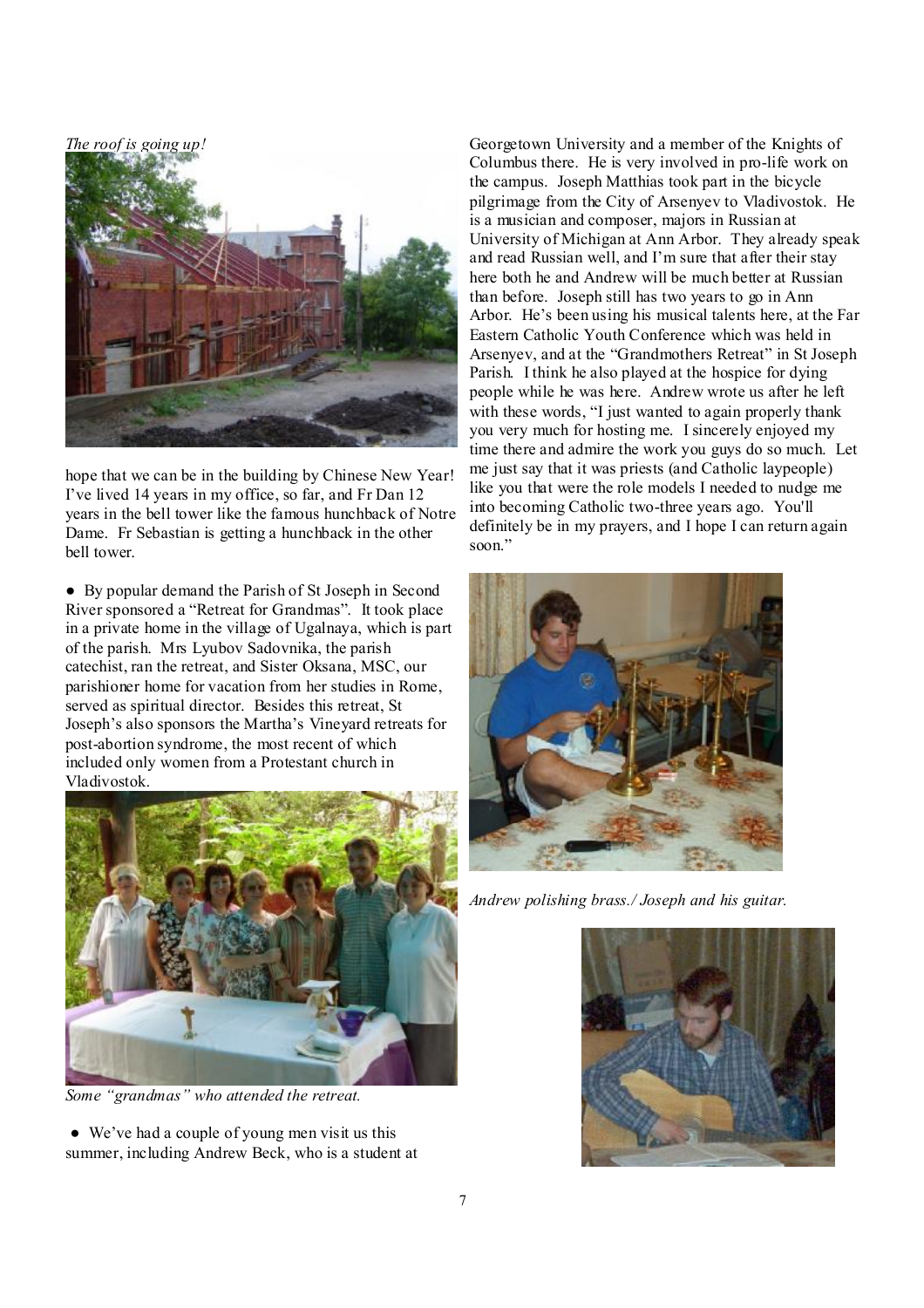*The roof is going up!*

hope that we can be in the building by Chinese New Year! I've lived 14 years in my office, so far, and Fr Dan 12 years in the bell tower like the famous hunchback of Notre Dame. Fr Sebastian is getting a hunchback in the other bell tower.

● By popular demand the Parish of St Joseph in Second River sponsored a "Retreat for Grandmas". It took place in a private home in the village of Ugalnaya, which is part of the parish. Mrs Lyubov Sadovnika, the parish catechist, ran the retreat, and Sister Oksana, MSC, our parishioner home for vacation from her studies in Rome, served as spiritual director. Besides this retreat, St Joseph's also sponsors the Martha's Vineyard retreats for post-abortion syndrome, the most recent of which included only women from a Protestant church in Vladivostok.

*Some "grandmas" who attended the retreat.*

● We've had a couple of young men visit us this summer, including Andrew Beck, who is a student at Georgetown University and a member of the Knights of Columbus there. He is very involved in pro-life work on the campus. Joseph Matthias took part in the bicycle pilgrimage from the City of Arsenyev to Vladivostok. He is a musician and composer, majors in Russian at University of Michigan at Ann Arbor. They already speak and read Russian well, and I'm sure that after their stay here both he and Andrew will be much better at Russian than before. Joseph still has two years to go in Ann Arbor. He's been using his musical talents here, at the Far Eastern Catholic Youth Conference which was held in Arsenyev, and at the "Grandmothers Retreat" in St Joseph Parish. I think he also played at the hospice for dying people while he was here. Andrew wrote us after he left with these words, "I just wanted to again properly thank you very much for hosting me. I sincerely enjoyed my time there and admire the work you guys do so much. Let me just say that it was priests (and Catholic laypeople) like you that were the role models I needed to nudge me into becoming Catholic two-three years ago. You'll definitely be in my prayers, and I hope I can return again soon."

*Andrew polishing brass./ Joseph and his guitar.*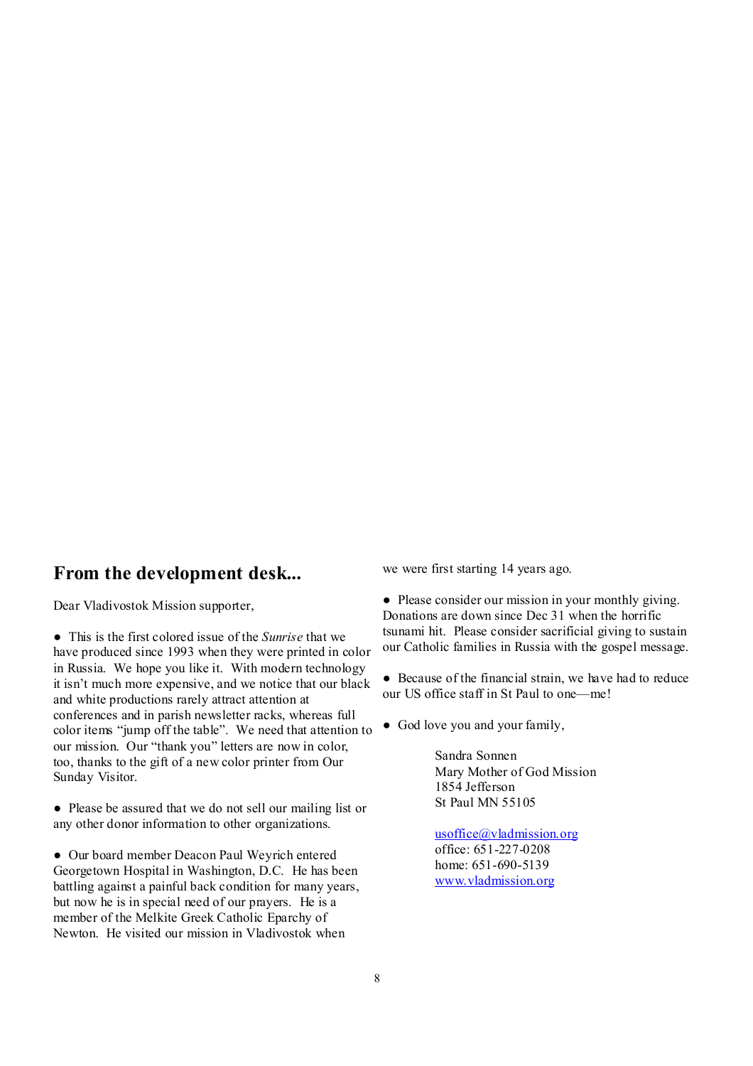## From the development desk...

Dear Vladivostok Mission supporter,

● This is the first colored issue of the *Sunrise* that we have produced since 1993 when they were printed in color in Russia. We hope you like it. With modern technology it isn't much more expensive, and we notice that our black and white productions rarely attract attention at conferences and in parish newsletter racks, whereas full color items "jump off the table". We need that attention to our mission. Our "thank you" letters are now in color, too, thanks to the gift of a new color printer from Our Sunday Visitor.

● Please be assured that we do not sell our mailing list or any other donor information to other organizations.

● Our board member Deacon Paul Weyrich entered Georgetown Hospital in Washington, D.C. He has been battling against a painful back condition for many years, but now he is in special need of our prayers. He is a member of the Melkite Greek Catholic Eparchy of Newton. He visited our mission in Vladivostok when we were first starting 14 years ago.

● Please consider our mission in your monthly giving. Donations are down since Dec 31 when the horrific tsunami hit. Please consider sacrificial giving to sustain our Catholic families in Russia with the gospel message.

● Because of the financial strain, we have had to reduce our US office staff in St Paul to one—me!

● God love you and your family,

Sandra Sonnen
Mary Mother of God Mission
1854 Jefferson
St Paul MN 55105

usoffice@vladmission.org
office: 651-227-0208
home: 651-690-5139
www.vladmission.org